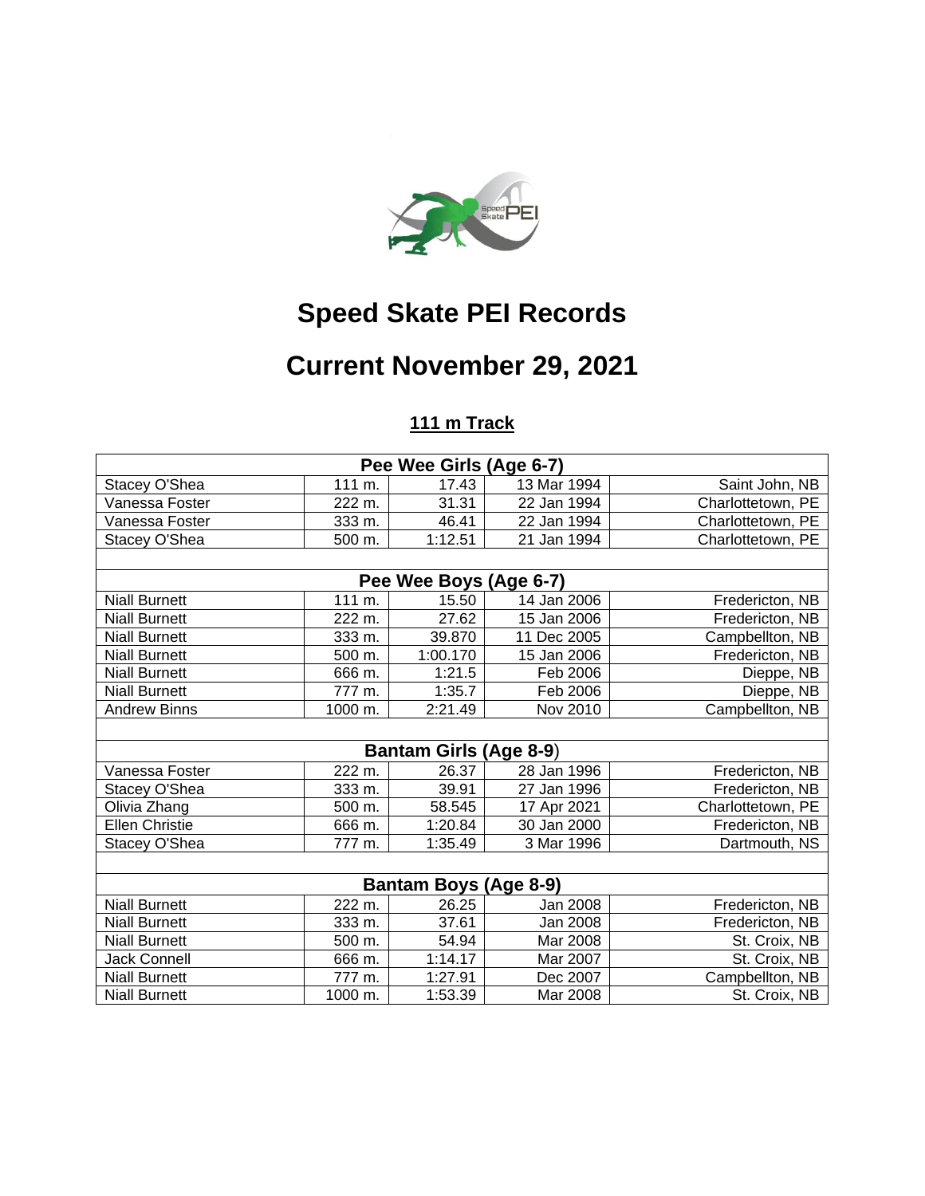# Speed Skate PEI Records

# Current November 29, 2021

## 111 m Track

| Pee Wee Girls (Age 6-7) | | | | |
|---|---|---|---|---|
| Stacey O'Shea | 111 m. | 17.43 | 13 Mar 1994 | Saint John, NB |
| Vanessa Foster | 222 m. | 31.31 | 22 Jan 1994 | Charlottetown, PE |
| Vanessa Foster | 333 m. | 46.41 | 22 Jan 1994 | Charlottetown, PE |
| Stacey O'Shea | 500 m. | 1:12.51 | 21 Jan 1994 | Charlottetown, PE |
| | | | | |
| **Pee Wee Boys (Age 6-7)** | | | | |
| Niall Burnett | 111 m. | 15.50 | 14 Jan 2006 | Fredericton, NB |
| Niall Burnett | 222 m. | 27.62 | 15 Jan 2006 | Fredericton, NB |
| Niall Burnett | 333 m. | 39.870 | 11 Dec 2005 | Campbellton, NB |
| Niall Burnett | 500 m. | 1:00.170 | 15 Jan 2006 | Fredericton, NB |
| Niall Burnett | 666 m. | 1:21.5 | Feb 2006 | Dieppe, NB |
| Niall Burnett | 777 m. | 1:35.7 | Feb 2006 | Dieppe, NB |
| Andrew Binns | 1000 m. | 2:21.49 | Nov 2010 | Campbellton, NB |
| | | | | |
| **Bantam Girls (Age 8-9)** | | | | |
| Vanessa Foster | 222 m. | 26.37 | 28 Jan 1996 | Fredericton, NB |
| Stacey O'Shea | 333 m. | 39.91 | 27 Jan 1996 | Fredericton, NB |
| Olivia Zhang | 500 m. | 58.545 | 17 Apr 2021 | Charlottetown, PE |
| Ellen Christie | 666 m. | 1:20.84 | 30 Jan 2000 | Fredericton, NB |
| Stacey O'Shea | 777 m. | 1:35.49 | 3 Mar 1996 | Dartmouth, NS |
| | | | | |
| **Bantam Boys (Age 8-9)** | | | | |
| Niall Burnett | 222 m. | 26.25 | Jan 2008 | Fredericton, NB |
| Niall Burnett | 333 m. | 37.61 | Jan 2008 | Fredericton, NB |
| Niall Burnett | 500 m. | 54.94 | Mar 2008 | St. Croix, NB |
| Jack Connell | 666 m. | 1:14.17 | Mar 2007 | St. Croix, NB |
| Niall Burnett | 777 m. | 1:27.91 | Dec 2007 | Campbellton, NB |
| Niall Burnett | 1000 m. | 1:53.39 | Mar 2008 | St. Croix, NB |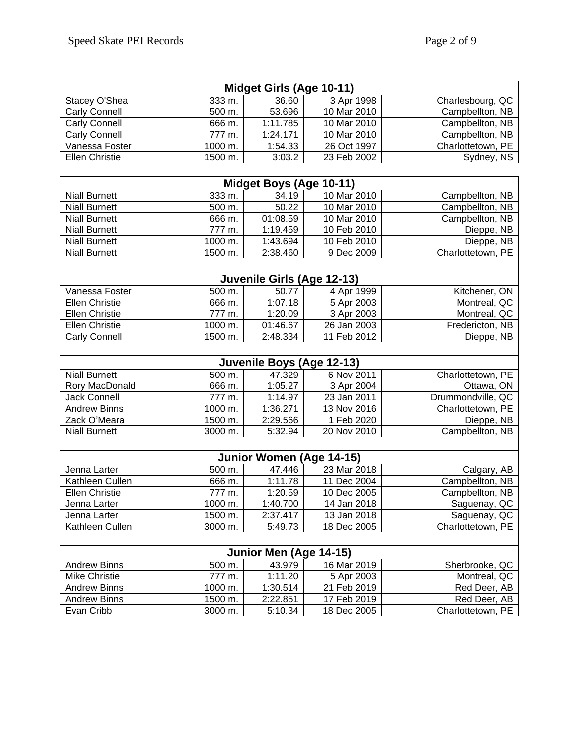| Midget Girls (Age 10-11) | | | | |
|---|---|---|---|---|
| Stacey O'Shea | 333 m. | 36.60 | 3 Apr 1998 | Charlesbourg, QC |
| Carly Connell | 500 m. | 53.696 | 10 Mar 2010 | Campbellton, NB |
| Carly Connell | 666 m. | 1:11.785 | 10 Mar 2010 | Campbellton, NB |
| Carly Connell | 777 m. | 1:24.171 | 10 Mar 2010 | Campbellton, NB |
| Vanessa Foster | 1000 m. | 1:54.33 | 26 Oct 1997 | Charlottetown, PE |
| Ellen Christie | 1500 m. | 3:03.2 | 23 Feb 2002 | Sydney, NS |

| Midget Boys (Age 10-11) | | | | |
|---|---|---|---|---|
| Niall Burnett | 333 m. | 34.19 | 10 Mar 2010 | Campbellton, NB |
| Niall Burnett | 500 m. | 50.22 | 10 Mar 2010 | Campbellton, NB |
| Niall Burnett | 666 m. | 01:08.59 | 10 Mar 2010 | Campbellton, NB |
| Niall Burnett | 777 m. | 1:19.459 | 10 Feb 2010 | Dieppe, NB |
| Niall Burnett | 1000 m. | 1:43.694 | 10 Feb 2010 | Dieppe, NB |
| Niall Burnett | 1500 m. | 2:38.460 | 9 Dec 2009 | Charlottetown, PE |

| Juvenile Girls (Age 12-13) | | | | |
|---|---|---|---|---|
| Vanessa Foster | 500 m. | 50.77 | 4 Apr 1999 | Kitchener, ON |
| Ellen Christie | 666 m. | 1:07.18 | 5 Apr 2003 | Montreal, QC |
| Ellen Christie | 777 m. | 1:20.09 | 3 Apr 2003 | Montreal, QC |
| Ellen Christie | 1000 m. | 01:46.67 | 26 Jan 2003 | Fredericton, NB |
| Carly Connell | 1500 m. | 2:48.334 | 11 Feb 2012 | Dieppe, NB |

| Juvenile Boys (Age 12-13) | | | | |
|---|---|---|---|---|
| Niall Burnett | 500 m. | 47.329 | 6 Nov 2011 | Charlottetown, PE |
| Rory MacDonald | 666 m. | 1:05.27 | 3 Apr 2004 | Ottawa, ON |
| Jack Connell | 777 m. | 1:14.97 | 23 Jan 2011 | Drummondville, QC |
| Andrew Binns | 1000 m. | 1:36.271 | 13 Nov 2016 | Charlottetown, PE |
| Zack O'Meara | 1500 m. | 2:29.566 | 1 Feb 2020 | Dieppe, NB |
| Niall Burnett | 3000 m. | 5:32.94 | 20 Nov 2010 | Campbellton, NB |

| Junior Women (Age 14-15) | | | | |
|---|---|---|---|---|
| Jenna Larter | 500 m. | 47.446 | 23 Mar 2018 | Calgary, AB |
| Kathleen Cullen | 666 m. | 1:11.78 | 11 Dec 2004 | Campbellton, NB |
| Ellen Christie | 777 m. | 1:20.59 | 10 Dec 2005 | Campbellton, NB |
| Jenna Larter | 1000 m. | 1:40.700 | 14 Jan 2018 | Saguenay, QC |
| Jenna Larter | 1500 m. | 2:37.417 | 13 Jan 2018 | Saguenay, QC |
| Kathleen Cullen | 3000 m. | 5:49.73 | 18 Dec 2005 | Charlottetown, PE |

| Junior Men (Age 14-15) | | | | |
|---|---|---|---|---|
| Andrew Binns | 500 m. | 43.979 | 16 Mar 2019 | Sherbrooke, QC |
| Mike Christie | 777 m. | 1:11.20 | 5 Apr 2003 | Montreal, QC |
| Andrew Binns | 1000 m. | 1:30.514 | 21 Feb 2019 | Red Deer, AB |
| Andrew Binns | 1500 m. | 2:22.851 | 17 Feb 2019 | Red Deer, AB |
| Evan Cribb | 3000 m. | 5:10.34 | 18 Dec 2005 | Charlottetown, PE |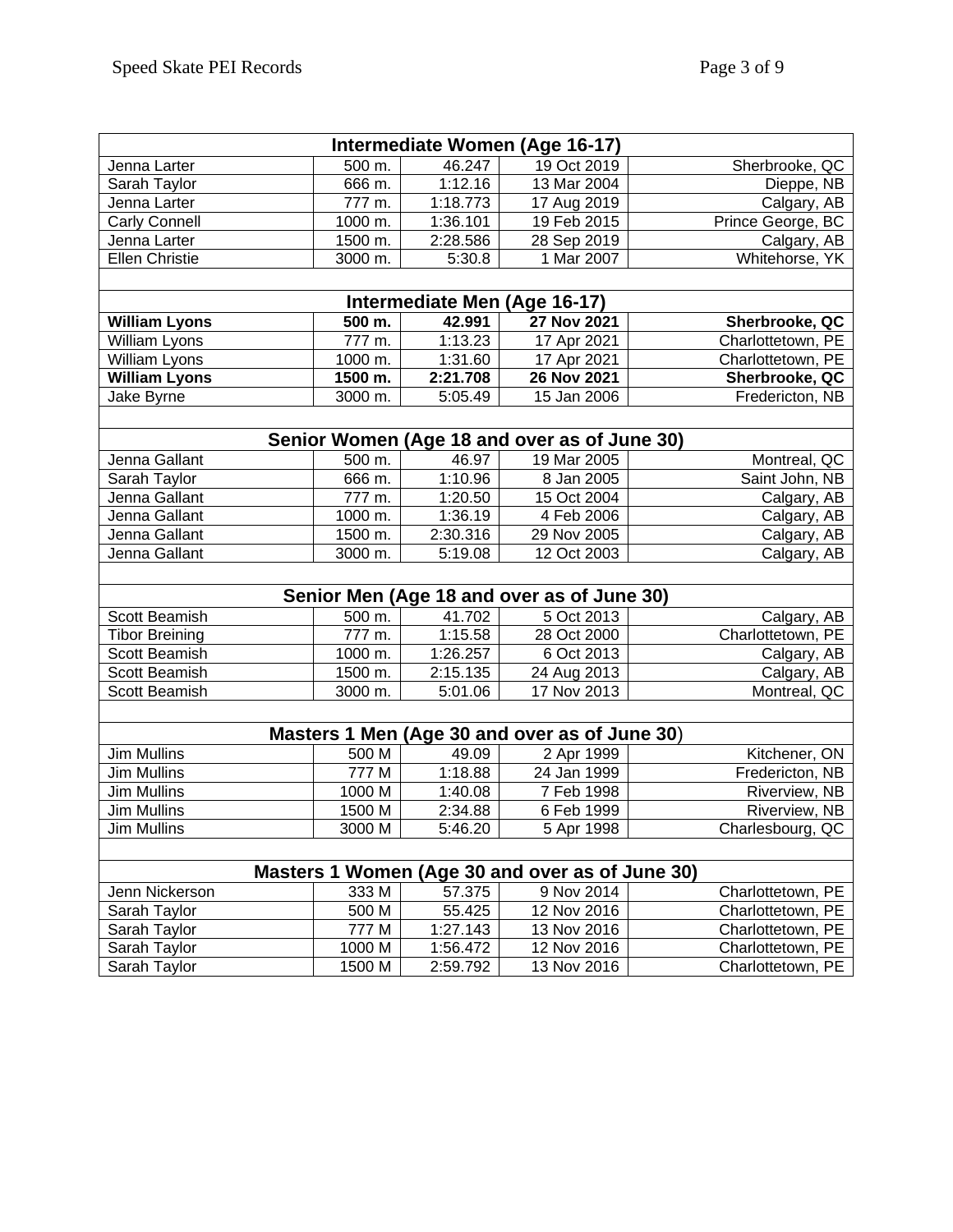| Intermediate Women (Age 16-17) | | | | |
|---|---|---|---|---|
| Jenna Larter | 500 m. | 46.247 | 19 Oct 2019 | Sherbrooke, QC |
| Sarah Taylor | 666 m. | 1:12.16 | 13 Mar 2004 | Dieppe, NB |
| Jenna Larter | 777 m. | 1:18.773 | 17 Aug 2019 | Calgary, AB |
| Carly Connell | 1000 m. | 1:36.101 | 19 Feb 2015 | Prince George, BC |
| Jenna Larter | 1500 m. | 2:28.586 | 28 Sep 2019 | Calgary, AB |
| Ellen Christie | 3000 m. | 5:30.8 | 1 Mar 2007 | Whitehorse, YK |

| Intermediate Men (Age 16-17) | | | | |
|---|---|---|---|---|
| **William Lyons** | **500 m.** | **42.991** | **27 Nov 2021** | **Sherbrooke, QC** |
| William Lyons | 777 m. | 1:13.23 | 17 Apr 2021 | Charlottetown, PE |
| William Lyons | 1000 m. | 1:31.60 | 17 Apr 2021 | Charlottetown, PE |
| **William Lyons** | **1500 m.** | **2:21.708** | **26 Nov 2021** | **Sherbrooke, QC** |
| Jake Byrne | 3000 m. | 5:05.49 | 15 Jan 2006 | Fredericton, NB |

| Senior Women (Age 18 and over as of June 30) | | | | |
|---|---|---|---|---|
| Jenna Gallant | 500 m. | 46.97 | 19 Mar 2005 | Montreal, QC |
| Sarah Taylor | 666 m. | 1:10.96 | 8 Jan 2005 | Saint John, NB |
| Jenna Gallant | 777 m. | 1:20.50 | 15 Oct 2004 | Calgary, AB |
| Jenna Gallant | 1000 m. | 1:36.19 | 4 Feb 2006 | Calgary, AB |
| Jenna Gallant | 1500 m. | 2:30.316 | 29 Nov 2005 | Calgary, AB |
| Jenna Gallant | 3000 m. | 5:19.08 | 12 Oct 2003 | Calgary, AB |

| Senior Men (Age 18 and over as of June 30) | | | | |
|---|---|---|---|---|
| Scott Beamish | 500 m. | 41.702 | 5 Oct 2013 | Calgary, AB |
| Tibor Breining | 777 m. | 1:15.58 | 28 Oct 2000 | Charlottetown, PE |
| Scott Beamish | 1000 m. | 1:26.257 | 6 Oct 2013 | Calgary, AB |
| Scott Beamish | 1500 m. | 2:15.135 | 24 Aug 2013 | Calgary, AB |
| Scott Beamish | 3000 m. | 5:01.06 | 17 Nov 2013 | Montreal, QC |

| Masters 1 Men (Age 30 and over as of June 30) | | | | |
|---|---|---|---|---|
| Jim Mullins | 500 M | 49.09 | 2 Apr 1999 | Kitchener, ON |
| Jim Mullins | 777 M | 1:18.88 | 24 Jan 1999 | Fredericton, NB |
| Jim Mullins | 1000 M | 1:40.08 | 7 Feb 1998 | Riverview, NB |
| Jim Mullins | 1500 M | 2:34.88 | 6 Feb 1999 | Riverview, NB |
| Jim Mullins | 3000 M | 5:46.20 | 5 Apr 1998 | Charlesbourg, QC |

| Masters 1 Women (Age 30 and over as of June 30) | | | | |
|---|---|---|---|---|
| Jenn Nickerson | 333 M | 57.375 | 9 Nov 2014 | Charlottetown, PE |
| Sarah Taylor | 500 M | 55.425 | 12 Nov 2016 | Charlottetown, PE |
| Sarah Taylor | 777 M | 1:27.143 | 13 Nov 2016 | Charlottetown, PE |
| Sarah Taylor | 1000 M | 1:56.472 | 12 Nov 2016 | Charlottetown, PE |
| Sarah Taylor | 1500 M | 2:59.792 | 13 Nov 2016 | Charlottetown, PE |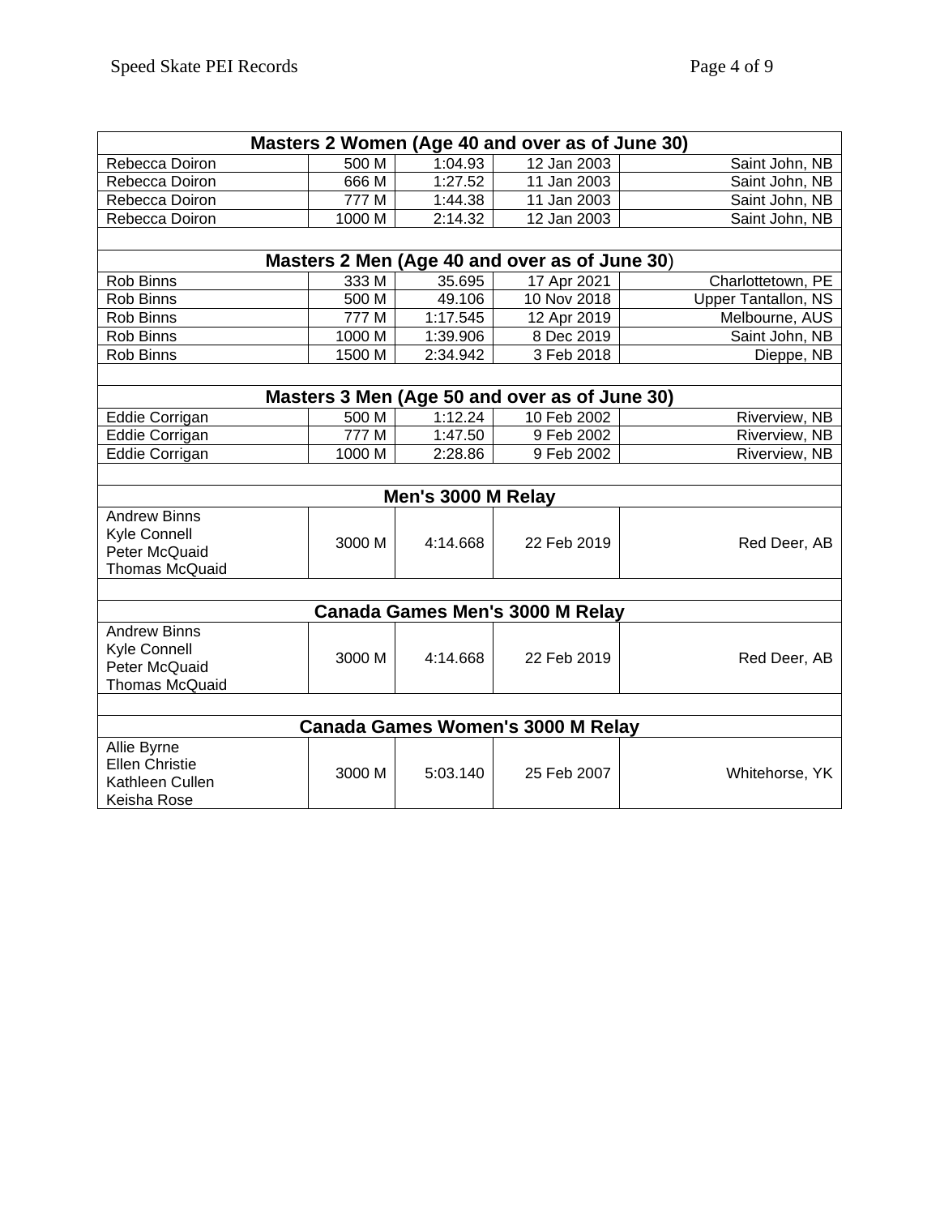| Masters 2 Women (Age 40 and over as of June 30) | | | | |
|---|---|---|---|---|
| Rebecca Doiron | 500 M | 1:04.93 | 12 Jan 2003 | Saint John, NB |
| Rebecca Doiron | 666 M | 1:27.52 | 11 Jan 2003 | Saint John, NB |
| Rebecca Doiron | 777 M | 1:44.38 | 11 Jan 2003 | Saint John, NB |
| Rebecca Doiron | 1000 M | 2:14.32 | 12 Jan 2003 | Saint John, NB |

| Masters 2 Men (Age 40 and over as of June 30) | | | | |
|---|---|---|---|---|
| Rob Binns | 333 M | 35.695 | 17 Apr 2021 | Charlottetown, PE |
| Rob Binns | 500 M | 49.106 | 10 Nov 2018 | Upper Tantallon, NS |
| Rob Binns | 777 M | 1:17.545 | 12 Apr 2019 | Melbourne, AUS |
| Rob Binns | 1000 M | 1:39.906 | 8 Dec 2019 | Saint John, NB |
| Rob Binns | 1500 M | 2:34.942 | 3 Feb 2018 | Dieppe, NB |

| Masters 3 Men (Age 50 and over as of June 30) | | | | |
|---|---|---|---|---|
| Eddie Corrigan | 500 M | 1:12.24 | 10 Feb 2002 | Riverview, NB |
| Eddie Corrigan | 777 M | 1:47.50 | 9 Feb 2002 | Riverview, NB |
| Eddie Corrigan | 1000 M | 2:28.86 | 9 Feb 2002 | Riverview, NB |

| Men's 3000 M Relay | | | | |
|---|---|---|---|---|
| Andrew Binns<br>Kyle Connell<br>Peter McQuaid<br>Thomas McQuaid | 3000 M | 4:14.668 | 22 Feb 2019 | Red Deer, AB |

| Canada Games Men's 3000 M Relay | | | | |
|---|---|---|---|---|
| Andrew Binns<br>Kyle Connell<br>Peter McQuaid<br>Thomas McQuaid | 3000 M | 4:14.668 | 22 Feb 2019 | Red Deer, AB |

| Canada Games Women's 3000 M Relay | | | | |
|---|---|---|---|---|
| Allie Byrne<br>Ellen Christie<br>Kathleen Cullen<br>Keisha Rose | 3000 M | 5:03.140 | 25 Feb 2007 | Whitehorse, YK |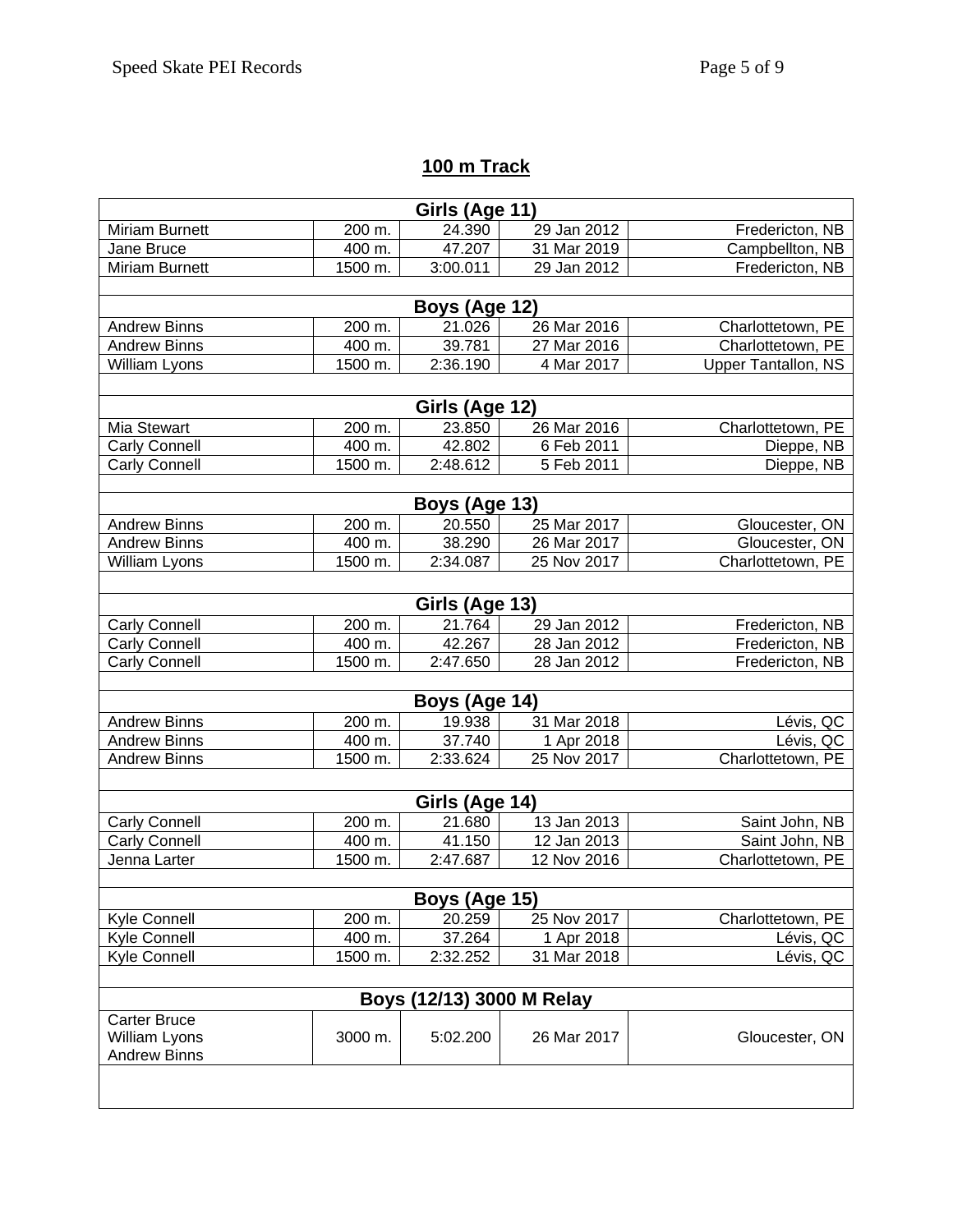## 100 m Track

| Girls (Age 11) | | | | |
|---|---|---|---|---|
| Miriam Burnett | 200 m. | 24.390 | 29 Jan 2012 | Fredericton, NB |
| Jane Bruce | 400 m. | 47.207 | 31 Mar 2019 | Campbellton, NB |
| Miriam Burnett | 1500 m. | 3:00.011 | 29 Jan 2012 | Fredericton, NB |
| | | | | |
| **Boys (Age 12)** | | | | |
| Andrew Binns | 200 m. | 21.026 | 26 Mar 2016 | Charlottetown, PE |
| Andrew Binns | 400 m. | 39.781 | 27 Mar 2016 | Charlottetown, PE |
| William Lyons | 1500 m. | 2:36.190 | 4 Mar 2017 | Upper Tantallon, NS |
| | | | | |
| **Girls (Age 12)** | | | | |
| Mia Stewart | 200 m. | 23.850 | 26 Mar 2016 | Charlottetown, PE |
| Carly Connell | 400 m. | 42.802 | 6 Feb 2011 | Dieppe, NB |
| Carly Connell | 1500 m. | 2:48.612 | 5 Feb 2011 | Dieppe, NB |
| | | | | |
| **Boys (Age 13)** | | | | |
| Andrew Binns | 200 m. | 20.550 | 25 Mar 2017 | Gloucester, ON |
| Andrew Binns | 400 m. | 38.290 | 26 Mar 2017 | Gloucester, ON |
| William Lyons | 1500 m. | 2:34.087 | 25 Nov 2017 | Charlottetown, PE |
| | | | | |
| **Girls (Age 13)** | | | | |
| Carly Connell | 200 m. | 21.764 | 29 Jan 2012 | Fredericton, NB |
| Carly Connell | 400 m. | 42.267 | 28 Jan 2012 | Fredericton, NB |
| Carly Connell | 1500 m. | 2:47.650 | 28 Jan 2012 | Fredericton, NB |
| | | | | |
| **Boys (Age 14)** | | | | |
| Andrew Binns | 200 m. | 19.938 | 31 Mar 2018 | Lévis, QC |
| Andrew Binns | 400 m. | 37.740 | 1 Apr 2018 | Lévis, QC |
| Andrew Binns | 1500 m. | 2:33.624 | 25 Nov 2017 | Charlottetown, PE |
| | | | | |
| **Girls (Age 14)** | | | | |
| Carly Connell | 200 m. | 21.680 | 13 Jan 2013 | Saint John, NB |
| Carly Connell | 400 m. | 41.150 | 12 Jan 2013 | Saint John, NB |
| Jenna Larter | 1500 m. | 2:47.687 | 12 Nov 2016 | Charlottetown, PE |
| | | | | |
| **Boys (Age 15)** | | | | |
| Kyle Connell | 200 m. | 20.259 | 25 Nov 2017 | Charlottetown, PE |
| Kyle Connell | 400 m. | 37.264 | 1 Apr 2018 | Lévis, QC |
| Kyle Connell | 1500 m. | 2:32.252 | 31 Mar 2018 | Lévis, QC |
| | | | | |
| **Boys (12/13) 3000 M Relay** | | | | |
| Carter Bruce<br>William Lyons<br>Andrew Binns | 3000 m. | 5:02.200 | 26 Mar 2017 | Gloucester, ON |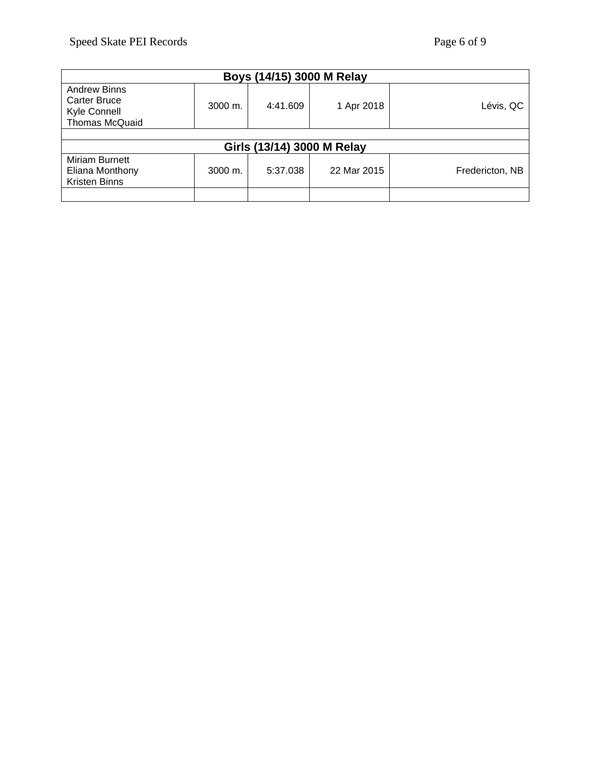| Boys (14/15) 3000 M Relay | | | | |
|---|---|---|---|---|
| Andrew Binns<br>Carter Bruce<br>Kyle Connell<br>Thomas McQuaid | 3000 m. | 4:41.609 | 1 Apr 2018 | Lévis, QC |

| Girls (13/14) 3000 M Relay | | | | |
|---|---|---|---|---|
| Miriam Burnett<br>Eliana Monthony<br>Kristen Binns | 3000 m. | 5:37.038 | 22 Mar 2015 | Fredericton, NB |
| | | | | |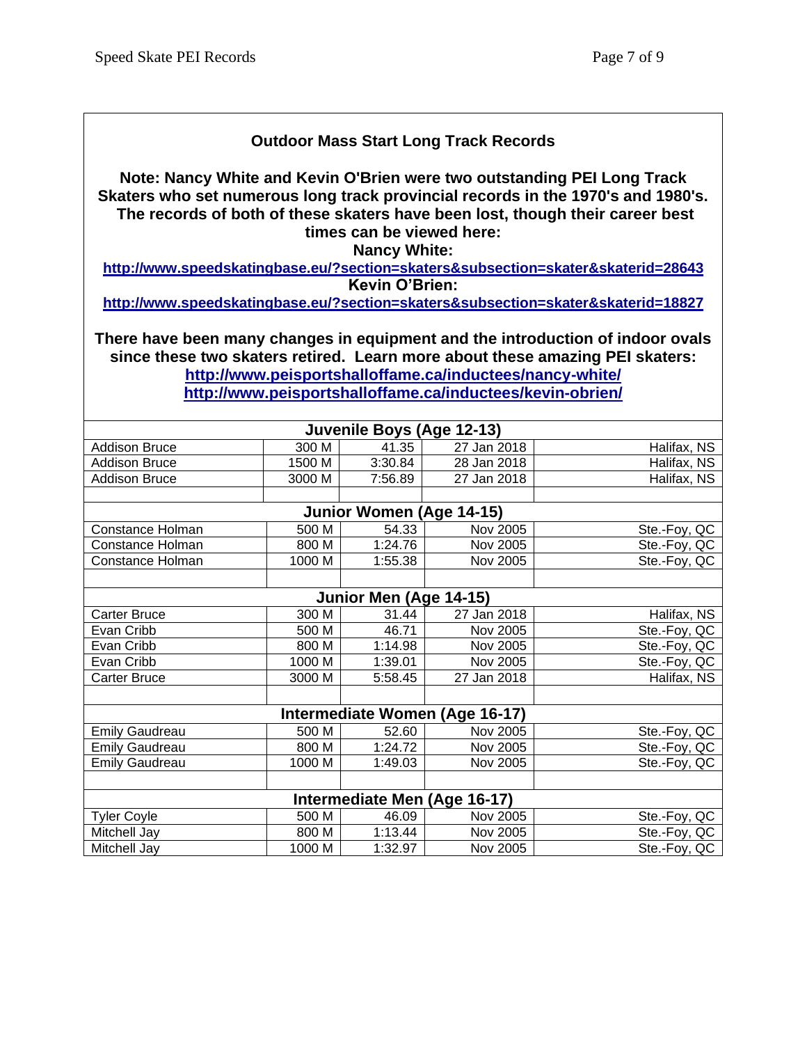## Outdoor Mass Start Long Track Records

**Note: Nancy White and Kevin O'Brien were two outstanding PEI Long Track Skaters who set numerous long track provincial records in the 1970's and 1980's. The records of both of these skaters have been lost, though their career best times can be viewed here:**

**Nancy White:**

**http://www.speedskatingbase.eu/?section=skaters&subsection=skater&skaterid=28643**

**Kevin O'Brien:**

**http://www.speedskatingbase.eu/?section=skaters&subsection=skater&skaterid=18827**

**There have been many changes in equipment and the introduction of indoor ovals since these two skaters retired. Learn more about these amazing PEI skaters:**

**http://www.peisportshalloffame.ca/inductees/nancy-white/**

**http://www.peisportshalloffame.ca/inductees/kevin-obrien/**

| Juvenile Boys (Age 12-13) | | | | |
|---|---|---|---|---|
| Addison Bruce | 300 M | 41.35 | 27 Jan 2018 | Halifax, NS |
| Addison Bruce | 1500 M | 3:30.84 | 28 Jan 2018 | Halifax, NS |
| Addison Bruce | 3000 M | 7:56.89 | 27 Jan 2018 | Halifax, NS |
| | | | | |
| **Junior Women (Age 14-15)** | | | | |
| Constance Holman | 500 M | 54.33 | Nov 2005 | Ste.-Foy, QC |
| Constance Holman | 800 M | 1:24.76 | Nov 2005 | Ste.-Foy, QC |
| Constance Holman | 1000 M | 1:55.38 | Nov 2005 | Ste.-Foy, QC |
| | | | | |
| **Junior Men (Age 14-15)** | | | | |
| Carter Bruce | 300 M | 31.44 | 27 Jan 2018 | Halifax, NS |
| Evan Cribb | 500 M | 46.71 | Nov 2005 | Ste.-Foy, QC |
| Evan Cribb | 800 M | 1:14.98 | Nov 2005 | Ste.-Foy, QC |
| Evan Cribb | 1000 M | 1:39.01 | Nov 2005 | Ste.-Foy, QC |
| Carter Bruce | 3000 M | 5:58.45 | 27 Jan 2018 | Halifax, NS |
| | | | | |
| **Intermediate Women (Age 16-17)** | | | | |
| Emily Gaudreau | 500 M | 52.60 | Nov 2005 | Ste.-Foy, QC |
| Emily Gaudreau | 800 M | 1:24.72 | Nov 2005 | Ste.-Foy, QC |
| Emily Gaudreau | 1000 M | 1:49.03 | Nov 2005 | Ste.-Foy, QC |
| | | | | |
| **Intermediate Men (Age 16-17)** | | | | |
| Tyler Coyle | 500 M | 46.09 | Nov 2005 | Ste.-Foy, QC |
| Mitchell Jay | 800 M | 1:13.44 | Nov 2005 | Ste.-Foy, QC |
| Mitchell Jay | 1000 M | 1:32.97 | Nov 2005 | Ste.-Foy, QC |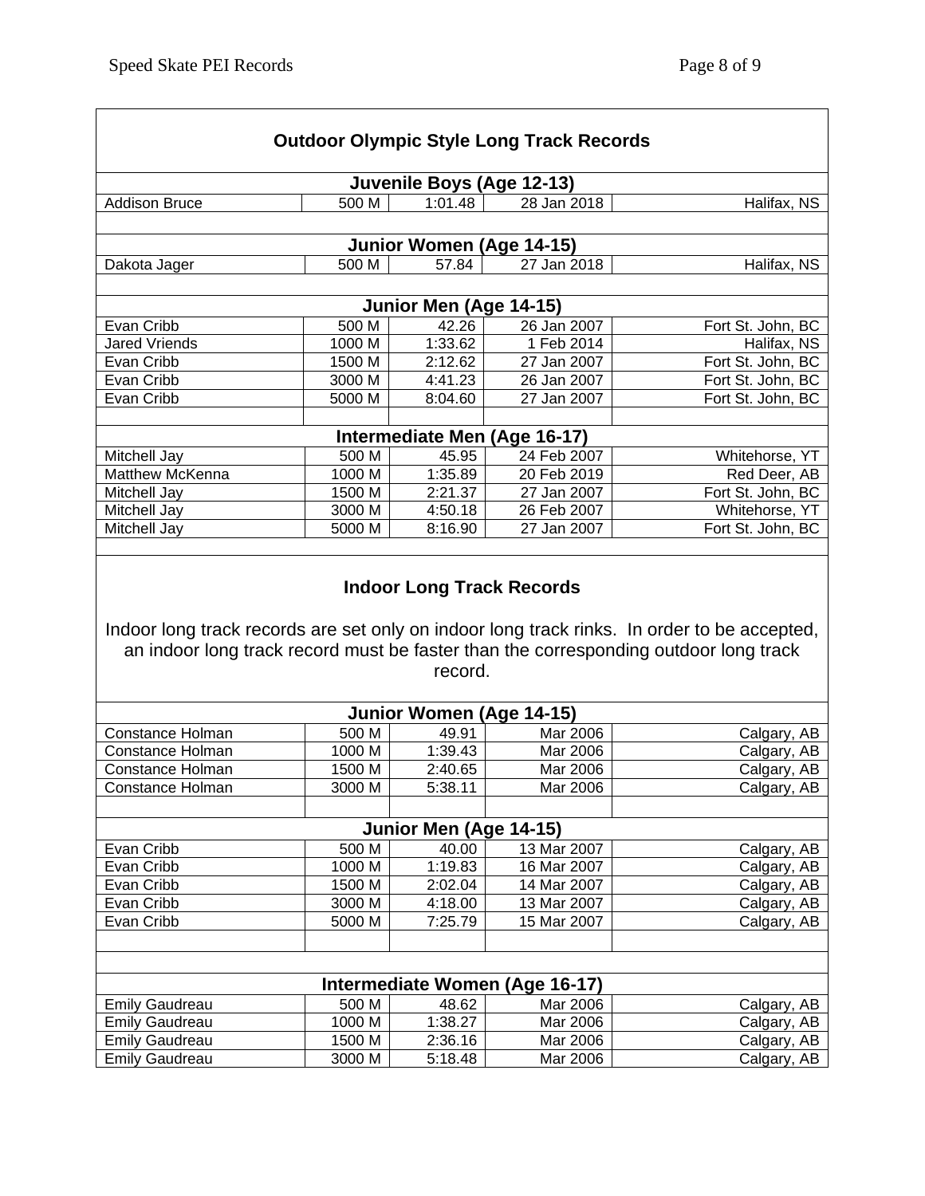## Outdoor Olympic Style Long Track Records

### Juvenile Boys (Age 12-13)

| Name | Distance | Time | Date | Location |
|---|---|---|---|---|
| Addison Bruce | 500 M | 1:01.48 | 28 Jan 2018 | Halifax, NS |

### Junior Women (Age 14-15)

| Name | Distance | Time | Date | Location |
|---|---|---|---|---|
| Dakota Jager | 500 M | 57.84 | 27 Jan 2018 | Halifax, NS |

### Junior Men (Age 14-15)

| Name | Distance | Time | Date | Location |
|---|---|---|---|---|
| Evan Cribb | 500 M | 42.26 | 26 Jan 2007 | Fort St. John, BC |
| Jared Vriends | 1000 M | 1:33.62 | 1 Feb 2014 | Halifax, NS |
| Evan Cribb | 1500 M | 2:12.62 | 27 Jan 2007 | Fort St. John, BC |
| Evan Cribb | 3000 M | 4:41.23 | 26 Jan 2007 | Fort St. John, BC |
| Evan Cribb | 5000 M | 8:04.60 | 27 Jan 2007 | Fort St. John, BC |

### Intermediate Men (Age 16-17)

| Name | Distance | Time | Date | Location |
|---|---|---|---|---|
| Mitchell Jay | 500 M | 45.95 | 24 Feb 2007 | Whitehorse, YT |
| Matthew McKenna | 1000 M | 1:35.89 | 20 Feb 2019 | Red Deer, AB |
| Mitchell Jay | 1500 M | 2:21.37 | 27 Jan 2007 | Fort St. John, BC |
| Mitchell Jay | 3000 M | 4:50.18 | 26 Feb 2007 | Whitehorse, YT |
| Mitchell Jay | 5000 M | 8:16.90 | 27 Jan 2007 | Fort St. John, BC |

## Indoor Long Track Records

Indoor long track records are set only on indoor long track rinks. In order to be accepted, an indoor long track record must be faster than the corresponding outdoor long track record.

### Junior Women (Age 14-15)

| Name | Distance | Time | Date | Location |
|---|---|---|---|---|
| Constance Holman | 500 M | 49.91 | Mar 2006 | Calgary, AB |
| Constance Holman | 1000 M | 1:39.43 | Mar 2006 | Calgary, AB |
| Constance Holman | 1500 M | 2:40.65 | Mar 2006 | Calgary, AB |
| Constance Holman | 3000 M | 5:38.11 | Mar 2006 | Calgary, AB |

### Junior Men (Age 14-15)

| Name | Distance | Time | Date | Location |
|---|---|---|---|---|
| Evan Cribb | 500 M | 40.00 | 13 Mar 2007 | Calgary, AB |
| Evan Cribb | 1000 M | 1:19.83 | 16 Mar 2007 | Calgary, AB |
| Evan Cribb | 1500 M | 2:02.04 | 14 Mar 2007 | Calgary, AB |
| Evan Cribb | 3000 M | 4:18.00 | 13 Mar 2007 | Calgary, AB |
| Evan Cribb | 5000 M | 7:25.79 | 15 Mar 2007 | Calgary, AB |

### Intermediate Women (Age 16-17)

| Name | Distance | Time | Date | Location |
|---|---|---|---|---|
| Emily Gaudreau | 500 M | 48.62 | Mar 2006 | Calgary, AB |
| Emily Gaudreau | 1000 M | 1:38.27 | Mar 2006 | Calgary, AB |
| Emily Gaudreau | 1500 M | 2:36.16 | Mar 2006 | Calgary, AB |
| Emily Gaudreau | 3000 M | 5:18.48 | Mar 2006 | Calgary, AB |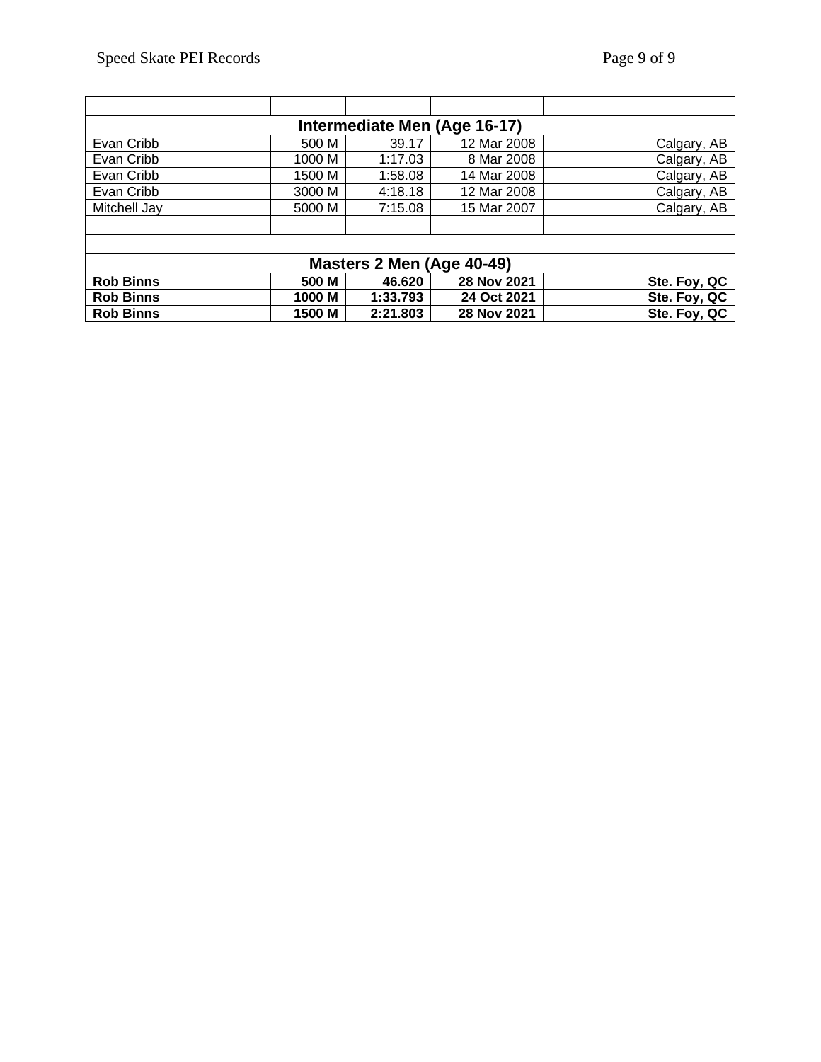| | | | | |
|---|---|---|---|---|
| **Intermediate Men (Age 16-17)** | | | | |
| Evan Cribb | 500 M | 39.17 | 12 Mar 2008 | Calgary, AB |
| Evan Cribb | 1000 M | 1:17.03 | 8 Mar 2008 | Calgary, AB |
| Evan Cribb | 1500 M | 1:58.08 | 14 Mar 2008 | Calgary, AB |
| Evan Cribb | 3000 M | 4:18.18 | 12 Mar 2008 | Calgary, AB |
| Mitchell Jay | 5000 M | 7:15.08 | 15 Mar 2007 | Calgary, AB |
| | | | | |
| | | | | |
| **Masters 2 Men (Age 40-49)** | | | | |
| **Rob Binns** | **500 M** | **46.620** | **28 Nov 2021** | **Ste. Foy, QC** |
| **Rob Binns** | **1000 M** | **1:33.793** | **24 Oct 2021** | **Ste. Foy, QC** |
| **Rob Binns** | **1500 M** | **2:21.803** | **28 Nov 2021** | **Ste. Foy, QC** |